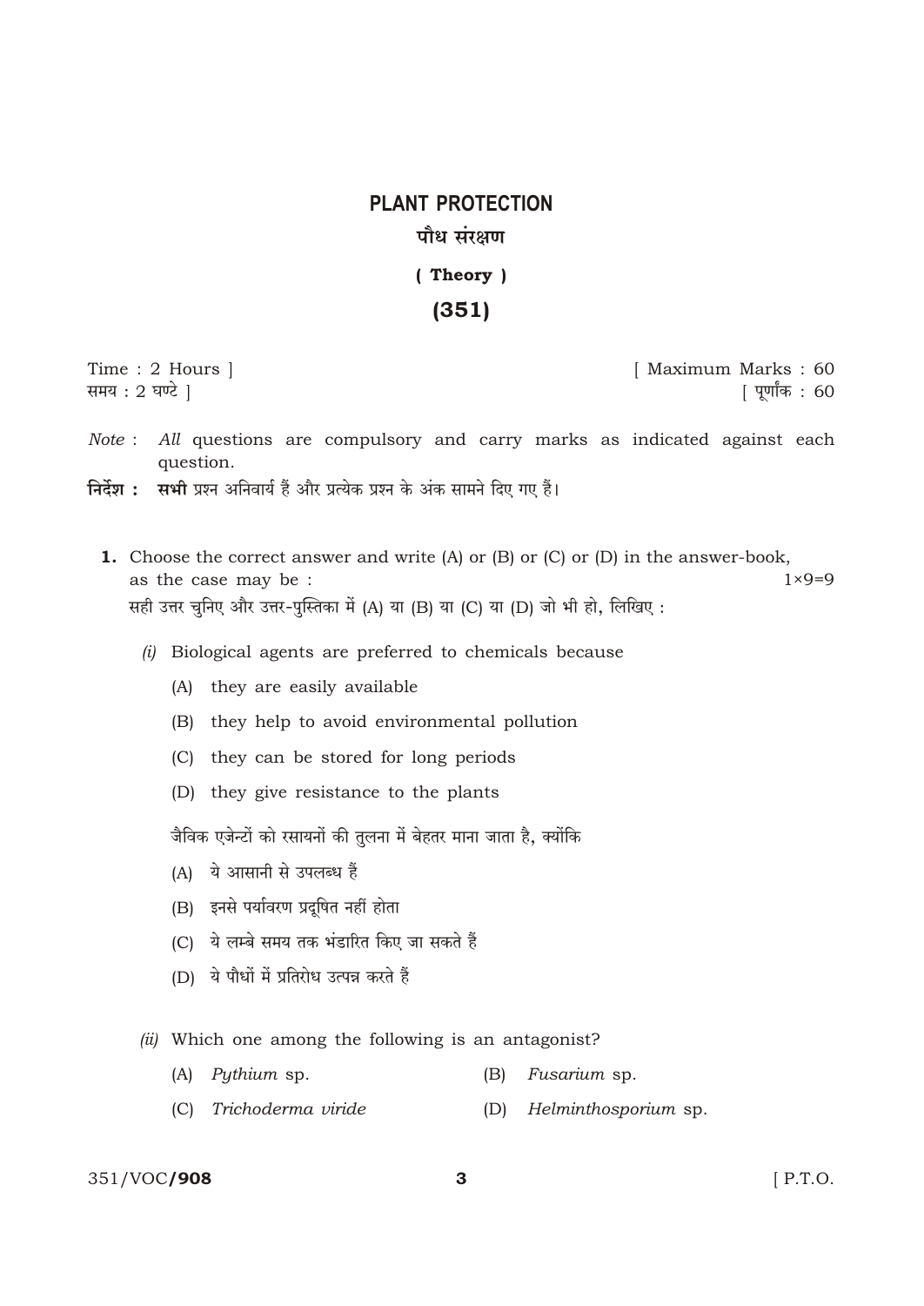# PLANT PROTECTION

## पौध संरक्षण

### ( Theory )

### (351)

Time : 2 Hours ]
समय : 2 घण्टे ]

[ Maximum Marks : 60
[ पूर्णांक : 60

*Note* : *All* questions are compulsory and carry marks as indicated against each question.

**निर्देश : सभी** प्रश्न अनिवार्य हैं और प्रत्येक प्रश्न के अंक सामने दिए गए हैं।

**1.** Choose the correct answer and write (A) or (B) or (C) or (D) in the answer-book, as the case may be : $1 \times 9 = 9$

सही उत्तर चुनिए और उत्तर-पुस्तिका में (A) या (B) या (C) या (D) जो भी हो, लिखिए :

*(i)* Biological agents are preferred to chemicals because

(A) they are easily available

(B) they help to avoid environmental pollution

(C) they can be stored for long periods

(D) they give resistance to the plants

जैविक एजेन्टों को रसायनों की तुलना में बेहतर माना जाता है, क्योंकि

(A) ये आसानी से उपलब्ध हैं

(B) इनसे पर्यावरण प्रदूषित नहीं होता

(C) ये लम्बे समय तक भंडारित किए जा सकते हैं

(D) ये पौधों में प्रतिरोध उत्पन्न करते हैं

*(ii)* Which one among the following is an antagonist?

(A) *Pythium* sp.

(B) *Fusarium* sp.

(C) *Trichoderma viride*

(D) *Helminthosporium* sp.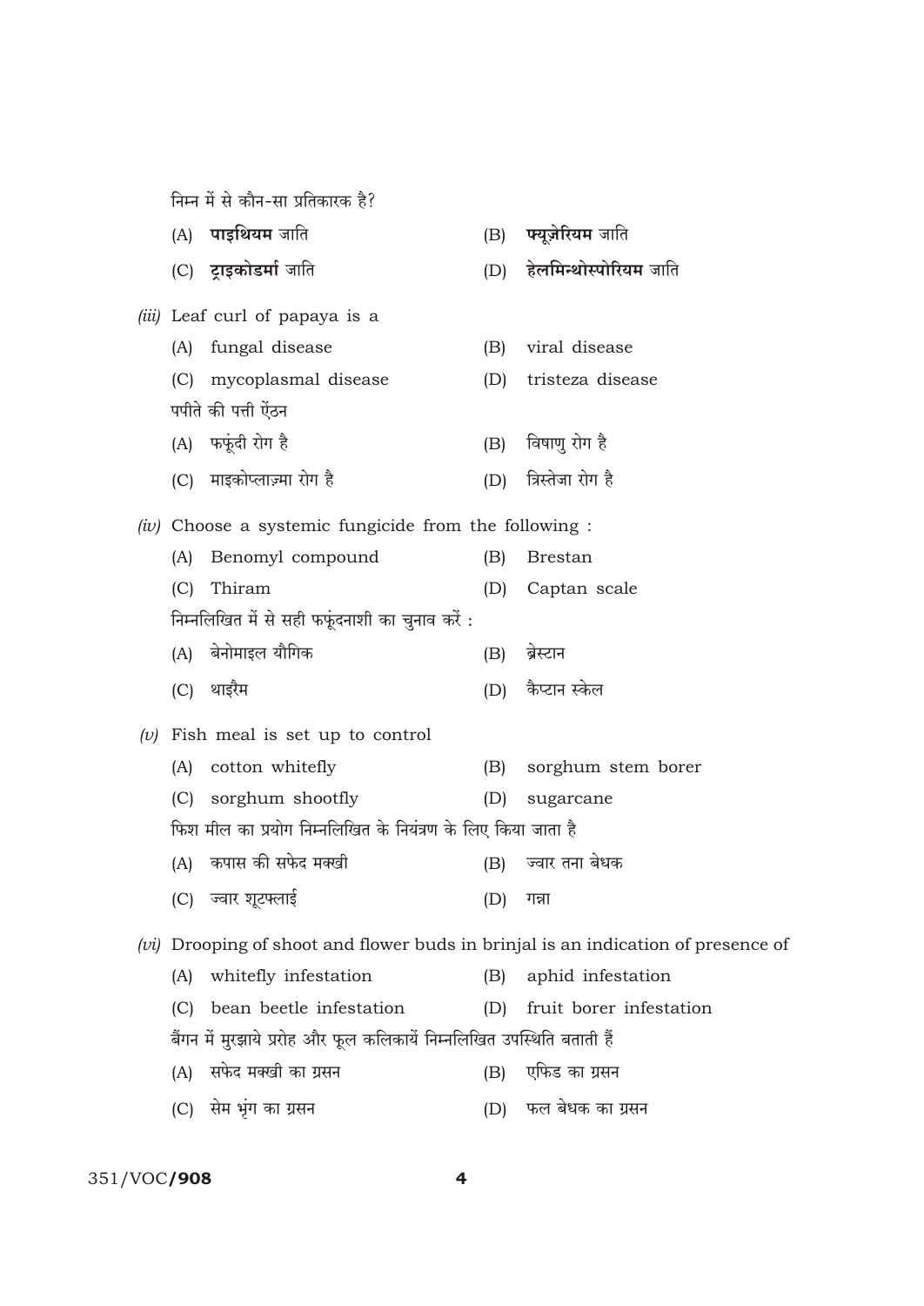निम्न में से कौन-सा प्रतिकारक है?

(A) **पाइथियम** जाति  (B) **फ्यूज़ेरियम** जाति

(C) **ट्राइकोडर्मा** जाति  (D) **हेलमिन्थोस्पोरियम** जाति

*(iii)* Leaf curl of papaya is a

(A) fungal disease  (B) viral disease

(C) mycoplasmal disease  (D) tristeza disease

पपीते की पत्ती ऐंठन

(A) फफूंदी रोग है  (B) विषाणु रोग है

(C) माइकोप्लाज़्मा रोग है  (D) त्रिस्तेजा रोग है

*(iv)* Choose a systemic fungicide from the following :

(A) Benomyl compound  (B) Brestan

(C) Thiram  (D) Captan scale

निम्नलिखित में से सही फफूंदनाशी का चुनाव करें :

(A) बेनोमाइल यौगिक  (B) ब्रेस्टान

(C) थाइरैम  (D) कैप्टान स्केल

*(v)* Fish meal is set up to control

(A) cotton whitefly  (B) sorghum stem borer

(C) sorghum shootfly  (D) sugarcane

फिश मील का प्रयोग निम्नलिखित के नियंत्रण के लिए किया जाता है

(A) कपास की सफेद मक्खी  (B) ज्वार तना बेधक

(C) ज्वार शूटफ्लाई  (D) गन्ना

*(vi)* Drooping of shoot and flower buds in brinjal is an indication of presence of

(A) whitefly infestation  (B) aphid infestation

(C) bean beetle infestation  (D) fruit borer infestation

बैंगन में मुरझाये प्ररोह और फूल कलिकायें निम्नलिखित उपस्थिति बताती हैं

(A) सफेद मक्खी का ग्रसन  (B) एफिड का ग्रसन

(C) सेम भृंग का ग्रसन  (D) फल बेधक का ग्रसन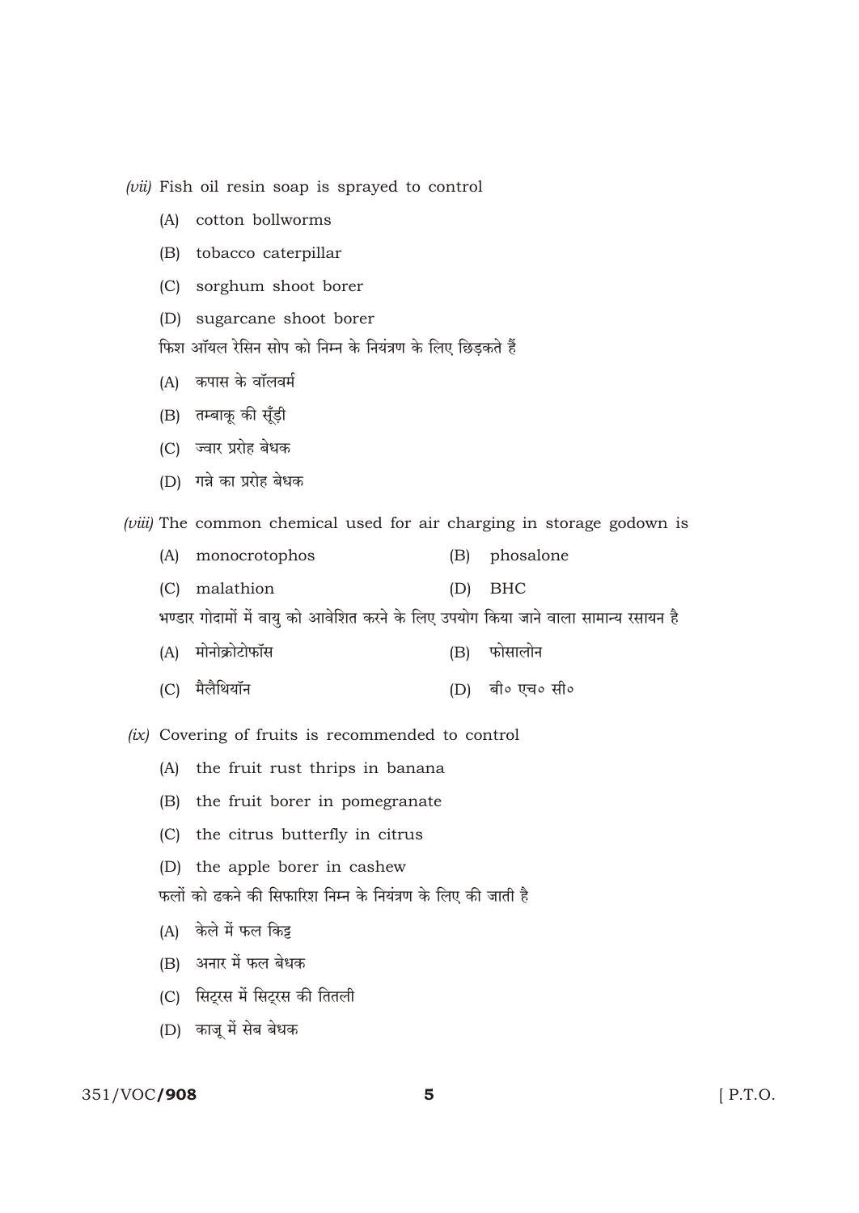*(vii)* Fish oil resin soap is sprayed to control

(A) cotton bollworms

(B) tobacco caterpillar

(C) sorghum shoot borer

(D) sugarcane shoot borer

फिश ऑयल रेसिन सोप को निम्न के नियंत्रण के लिए छिड़कते हैं

(A) कपास के वॉलवर्म

(B) तम्बाकू की सूँड़ी

(C) ज्वार प्ररोह बेधक

(D) गन्ने का प्ररोह बेधक

*(viii)* The common chemical used for air charging in storage godown is

(A) monocrotophos

(B) phosalone

(C) malathion

(D) BHC

भण्डार गोदामों में वायु को आवेशित करने के लिए उपयोग किया जाने वाला सामान्य रसायन है

(A) मोनोक्रोटोफॉस

(B) फोसालोन

(C) मैलैथियॉन

(D) बी० एच० सी०

*(ix)* Covering of fruits is recommended to control

(A) the fruit rust thrips in banana

(B) the fruit borer in pomegranate

(C) the citrus butterfly in citrus

(D) the apple borer in cashew

फलों को ढकने की सिफारिश निम्न के नियंत्रण के लिए की जाती है

(A) केले में फल किट्ट

(B) अनार में फल बेधक

(C) सिट्रस में सिट्रस की तितली

(D) काजू में सेब बेधक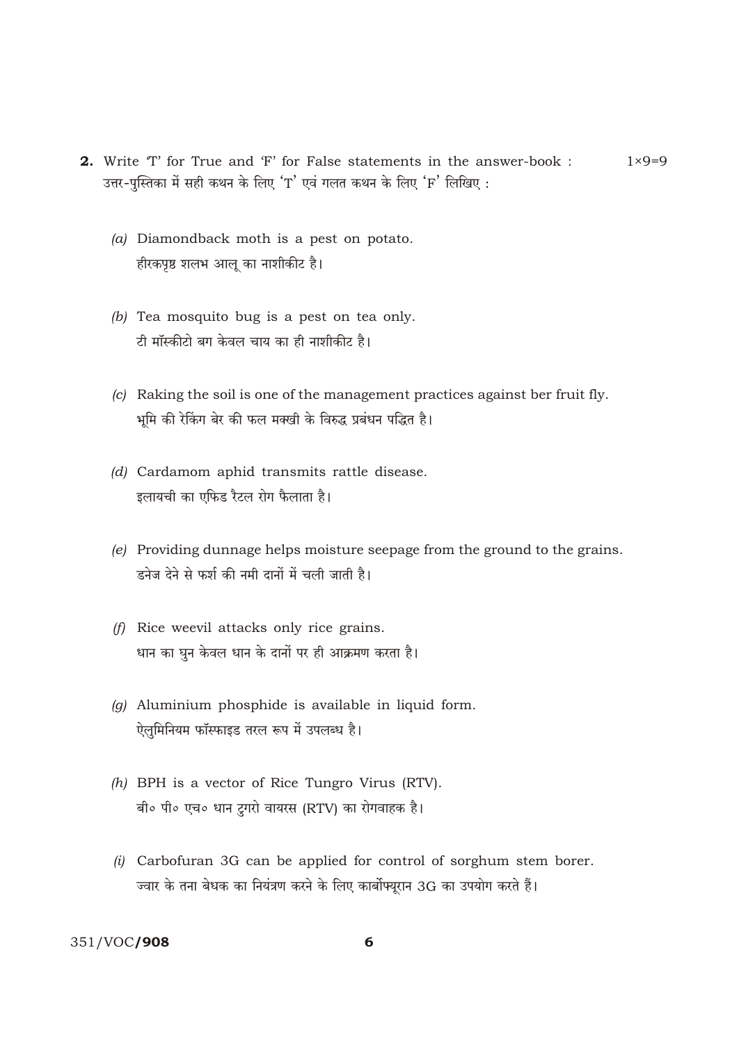**2.** Write 'T' for True and 'F' for False statements in the answer-book : $1 \times 9 = 9$

उत्तर-पुस्तिका में सही कथन के लिए 'T' एवं गलत कथन के लिए 'F' लिखिए :

*(a)* Diamondback moth is a pest on potato.
हीरकपृष्ठ शलभ आलू का नाशीकीट है।

*(b)* Tea mosquito bug is a pest on tea only.
टी मॉस्कीटो बग केवल चाय का ही नाशीकीट है।

*(c)* Raking the soil is one of the management practices against ber fruit fly.
भूमि की रेकिंग बेर की फल मक्खी के विरुद्ध प्रबंधन पद्धित है।

*(d)* Cardamom aphid transmits rattle disease.
इलायची का एफिड रैटल रोग फैलाता है।

*(e)* Providing dunnage helps moisture seepage from the ground to the grains.
डनेज देने से फर्श की नमी दानों में चली जाती है।

*(f)* Rice weevil attacks only rice grains.
धान का घुन केवल धान के दानों पर ही आक्रमण करता है।

*(g)* Aluminium phosphide is available in liquid form.
ऐलुमिनियम फॉस्फाइड तरल रूप में उपलब्ध है।

*(h)* BPH is a vector of Rice Tungro Virus (RTV).
बी॰ पी॰ एच॰ धान टुगरो वायरस (RTV) का रोगवाहक है।

*(i)* Carbofuran 3G can be applied for control of sorghum stem borer.
ज्वार के तना बेधक का नियंत्रण करने के लिए कार्बोफ्यूरान 3G का उपयोग करते हैं।

351/VOC/**908**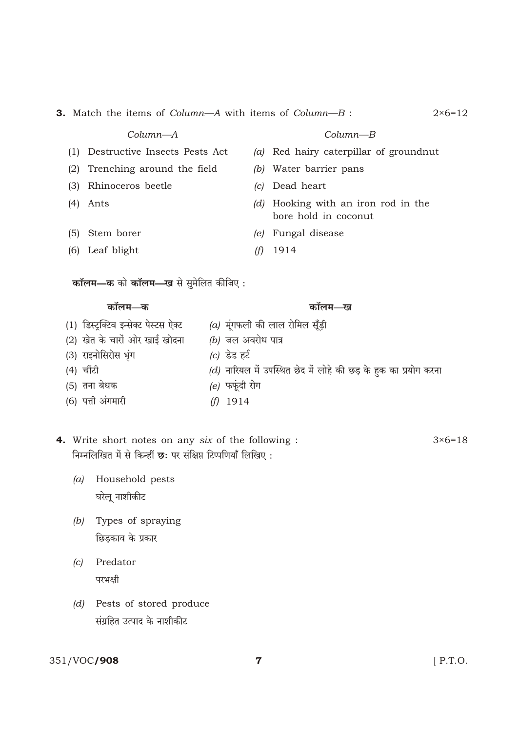**3.** Match the items of *Column—A* with items of *Column—B* : 2×6=12

| *Column—A* | *Column—B* |
|---|---|
| (1) Destructive Insects Pests Act | *(a)* Red hairy caterpillar of groundnut |
| (2) Trenching around the field | *(b)* Water barrier pans |
| (3) Rhinoceros beetle | *(c)* Dead heart |
| (4) Ants | *(d)* Hooking with an iron rod in the bore hold in coconut |
| (5) Stem borer | *(e)* Fungal disease |
| (6) Leaf blight | *(f)* 1914 |

**कॉलम—क** को **कॉलम—ख** से सुमेलित कीजिए :

| **कॉलम—क** | **कॉलम—ख** |
|---|---|
| (1) डिस्ट्रक्टिव इन्सेक्ट पेस्ट्स ऐक्ट | *(a)* मूंगफली की लाल रोमिल सूँड़ी |
| (2) खेत के चारों ओर खाई खोदना | *(b)* जल अवरोध पात्र |
| (3) राइनोसिरोस भृंग | *(c)* डेड हर्ट |
| (4) चींटी | *(d)* नारियल में उपस्थित छेद में लोहे की छड़ के हुक का प्रयोग करना |
| (5) तना बेधक | *(e)* फफूंदी रोग |
| (6) पत्ती अंगमारी | *(f)* 1914 |

**4.** Write short notes on any *six* of the following : 3×6=18

निम्नलिखित में से किन्हीं **छः** पर संक्षिप्त टिप्पणियाँ लिखिए :

*(a)* Household pests

घरेलू नाशीकीट

*(b)* Types of spraying

छिड़काव के प्रकार

*(c)* Predator

परभक्षी

*(d)* Pests of stored produce

संग्रहित उत्पाद के नाशीकीट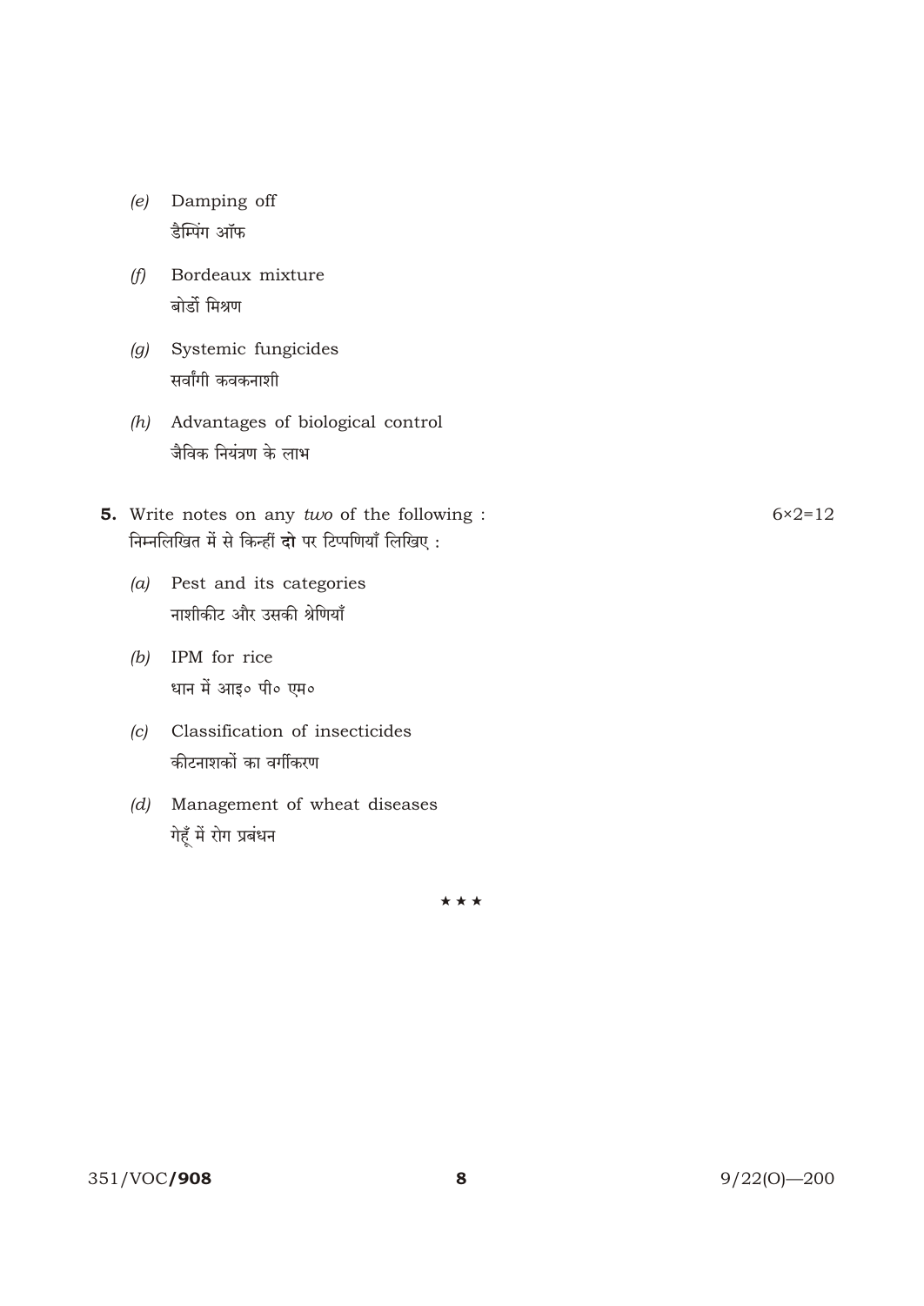(e) Damping off
डैम्पिंग ऑफ

(f) Bordeaux mixture
बोर्डो मिश्रण

(g) Systemic fungicides
सर्वांगी कवकनाशी

(h) Advantages of biological control
जैविक नियंत्रण के लाभ

**5.** Write notes on any *two* of the following : 6×2=12
निम्नलिखित में से किन्हीं **दो** पर टिप्पणियाँ लिखिए :

(a) Pest and its categories
नाशीकीट और उसकी श्रेणियाँ

(b) IPM for rice
धान में आइ० पी० एम०

(c) Classification of insecticides
कीटनाशकों का वर्गीकरण

(d) Management of wheat diseases
गेहूँ में रोग प्रबंधन

★ ★ ★